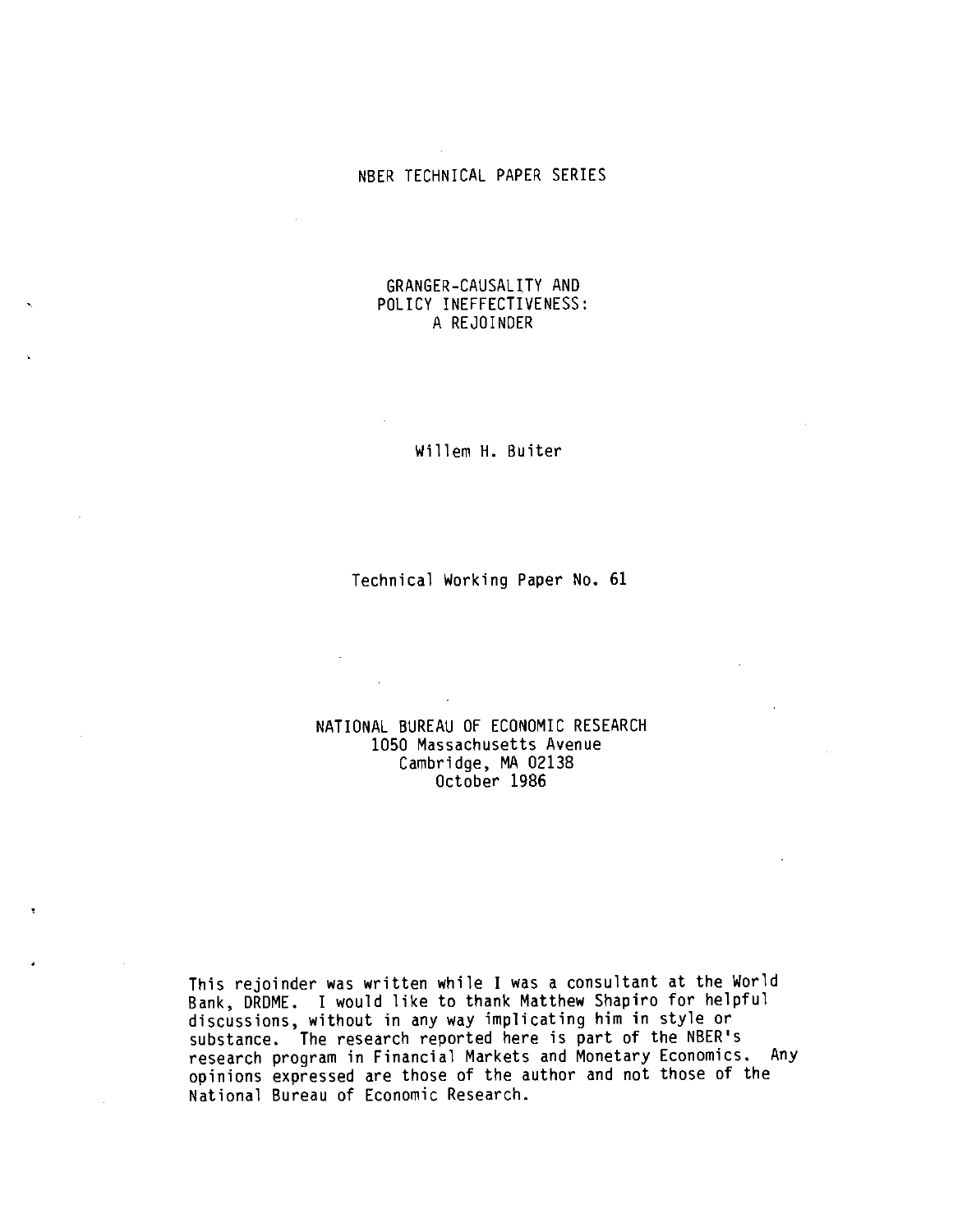NBER TECHNICAL PAPER SERIES

# GRANGER-CAUSALITY AND POLICY INEFFECTIVENESS: A REJOINDER

Willem H. Buiter

Technical Working Paper No. 61

NATIONAL BUREAU OF ECONOMIC RESEARCH
1050 Massachusetts Avenue
Cambridge, MA 02138
October 1986

This rejoinder was written while I was a consultant at the World Bank, DRDME. I would like to thank Matthew Shapiro for helpful discussions, without in any way implicating him in style or substance. The research reported here is part of the NBER's research program in Financial Markets and Monetary Economics. Any opinions expressed are those of the author and not those of the National Bureau of Economic Research.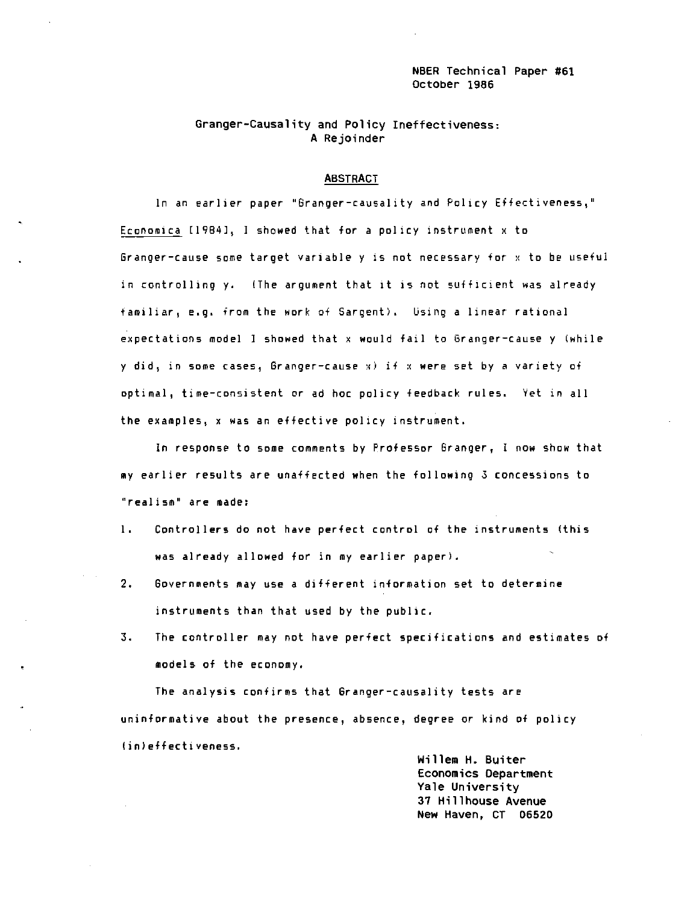NBER Technical Paper #61
October 1986

# Granger-Causality and Policy Ineffectiveness: A Rejoinder

## ABSTRACT

In an earlier paper "Granger-causality and Policy Effectiveness," *Economica* [1984], I showed that for a policy instrument x to Granger-cause some target variable y is not necessary for x to be useful in controlling y. (The argument that it is not sufficient was already familiar, e.g. from the work of Sargent). Using a linear rational expectations model I showed that x would fail to Granger-cause y (while y did, in some cases, Granger-cause x) if x were set by a variety of optimal, time-consistent or ad hoc policy feedback rules. Yet in all the examples, x was an effective policy instrument.

In response to some comments by Professor Granger, I now show that my earlier results are unaffected when the following 3 concessions to "realism" are made:

1. Controllers do not have perfect control of the instruments (this was already allowed for in my earlier paper).
2. Governments may use a different information set to determine instruments than that used by the public.
3. The controller may not have perfect specifications and estimates of models of the economy.

The analysis confirms that Granger-causality tests are uninformative about the presence, absence, degree or kind of policy (in)effectiveness.

Willem H. Buiter
Economics Department
Yale University
37 Hillhouse Avenue
New Haven, CT 06520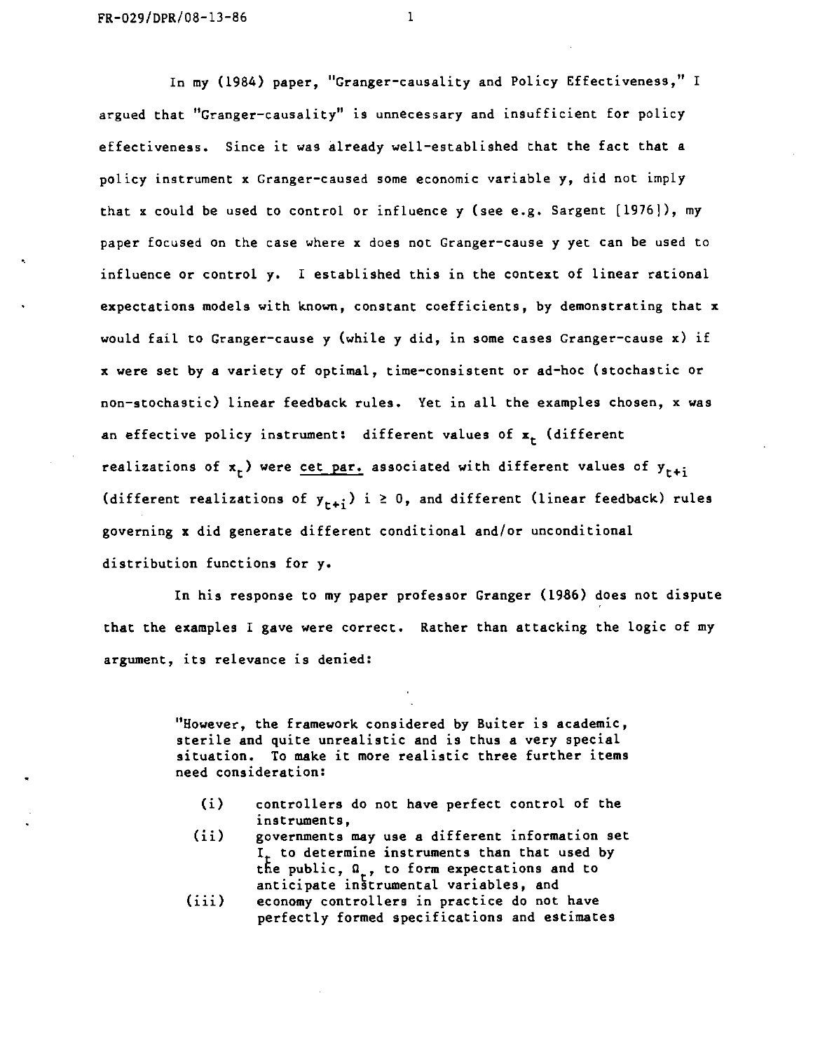In my (1984) paper, "Granger-causality and Policy Effectiveness," I argued that "Granger-causality" is unnecessary and insufficient for policy effectiveness. Since it was already well-established that the fact that a policy instrument x Granger-caused some economic variable y, did not imply that x could be used to control or influence y (see e.g. Sargent [1976]), my paper focused on the case where x does not Granger-cause y yet can be used to influence or control y. I established this in the context of linear rational expectations models with known, constant coefficients, by demonstrating that x would fail to Granger-cause y (while y did, in some cases Granger-cause x) if x were set by a variety of optimal, time-consistent or ad-hoc (stochastic or non-stochastic) linear feedback rules. Yet in all the examples chosen, x was an effective policy instrument: different values of $x_t$ (different realizations of $x_t$) were <u>cet par.</u> associated with different values of $y_{t+i}$ (different realizations of $y_{t+i}$) $i \geq 0$, and different (linear feedback) rules governing x did generate different conditional and/or unconditional distribution functions for y.

In his response to my paper professor Granger (1986) does not dispute that the examples I gave were correct. Rather than attacking the logic of my argument, its relevance is denied:

> "However, the framework considered by Buiter is academic, sterile and quite unrealistic and is thus a very special situation. To make it more realistic three further items need consideration:
>
> (i) controllers do not have perfect control of the instruments,
>
> (ii) governments may use a different information set $I_t$ to determine instruments than that used by the public, $\Omega_t$, to form expectations and to anticipate instrumental variables, and
>
> (iii) economy controllers in practice do not have perfectly formed specifications and estimates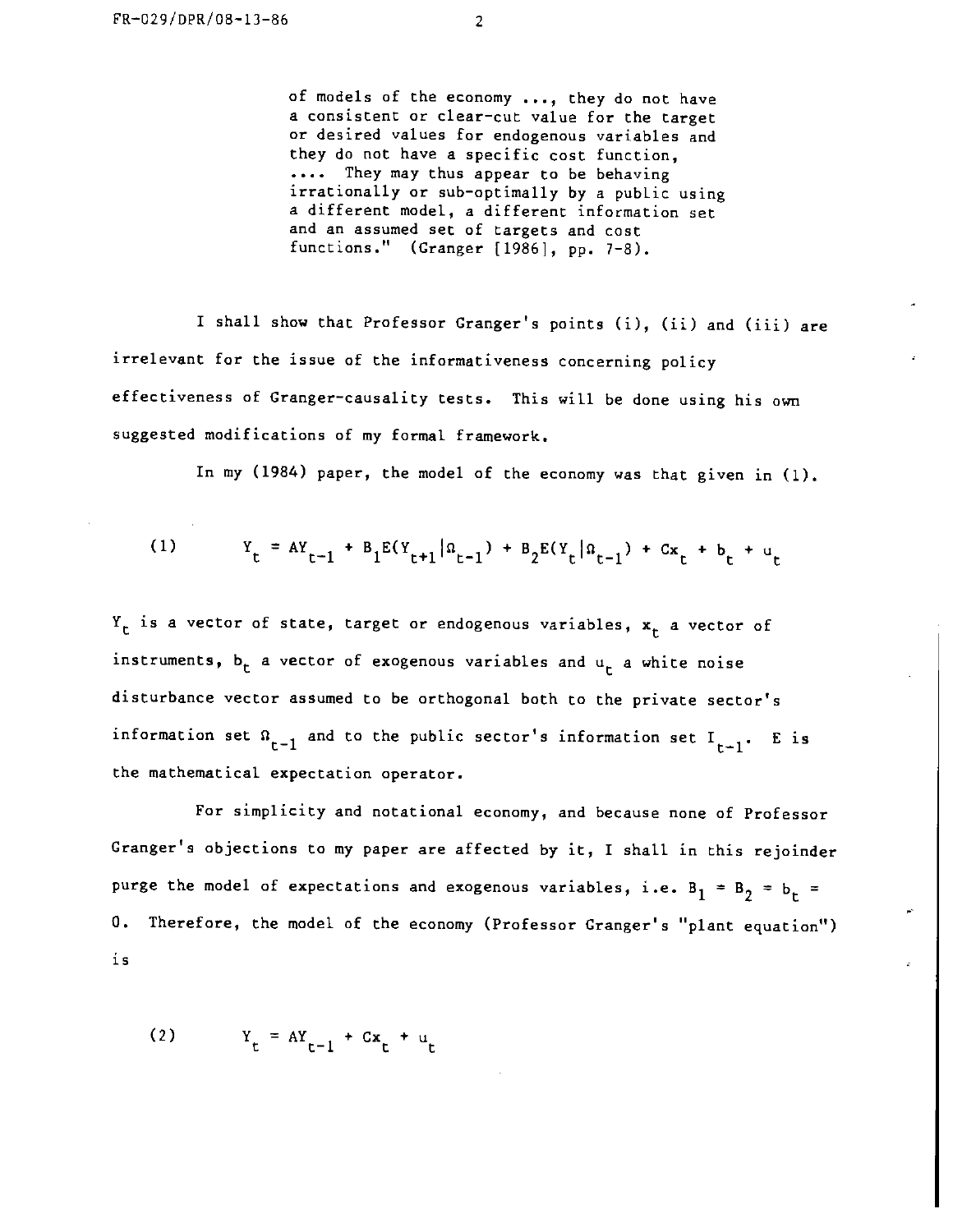> of models of the economy ..., they do not have a consistent or clear-cut value for the target or desired values for endogenous variables and they do not have a specific cost function, .... They may thus appear to be behaving irrationally or sub-optimally by a public using a different model, a different information set and an assumed set of targets and cost functions." (Granger [1986], pp. 7-8).

I shall show that Professor Granger's points (i), (ii) and (iii) are irrelevant for the issue of the informativeness concerning policy effectiveness of Granger-causality tests. This will be done using his own suggested modifications of my formal framework.

In my (1984) paper, the model of the economy was that given in (1).

$$(1) \qquad Y_t = AY_{t-1} + B_1E(Y_{t+1}|\Omega_{t-1}) + B_2E(Y_t|\Omega_{t-1}) + Cx_t + b_t + u_t$$

$Y_t$ is a vector of state, target or endogenous variables, $x_t$ a vector of instruments, $b_t$ a vector of exogenous variables and $u_t$ a white noise disturbance vector assumed to be orthogonal both to the private sector's information set $\Omega_{t-1}$ and to the public sector's information set $I_{t-1}$. E is the mathematical expectation operator.

For simplicity and notational economy, and because none of Professor Granger's objections to my paper are affected by it, I shall in this rejoinder purge the model of expectations and exogenous variables, i.e. $B_1 = B_2 = b_t = 0$. Therefore, the model of the economy (Professor Granger's "plant equation") is

$$(2) \qquad Y_t = AY_{t-1} + Cx_t + u_t$$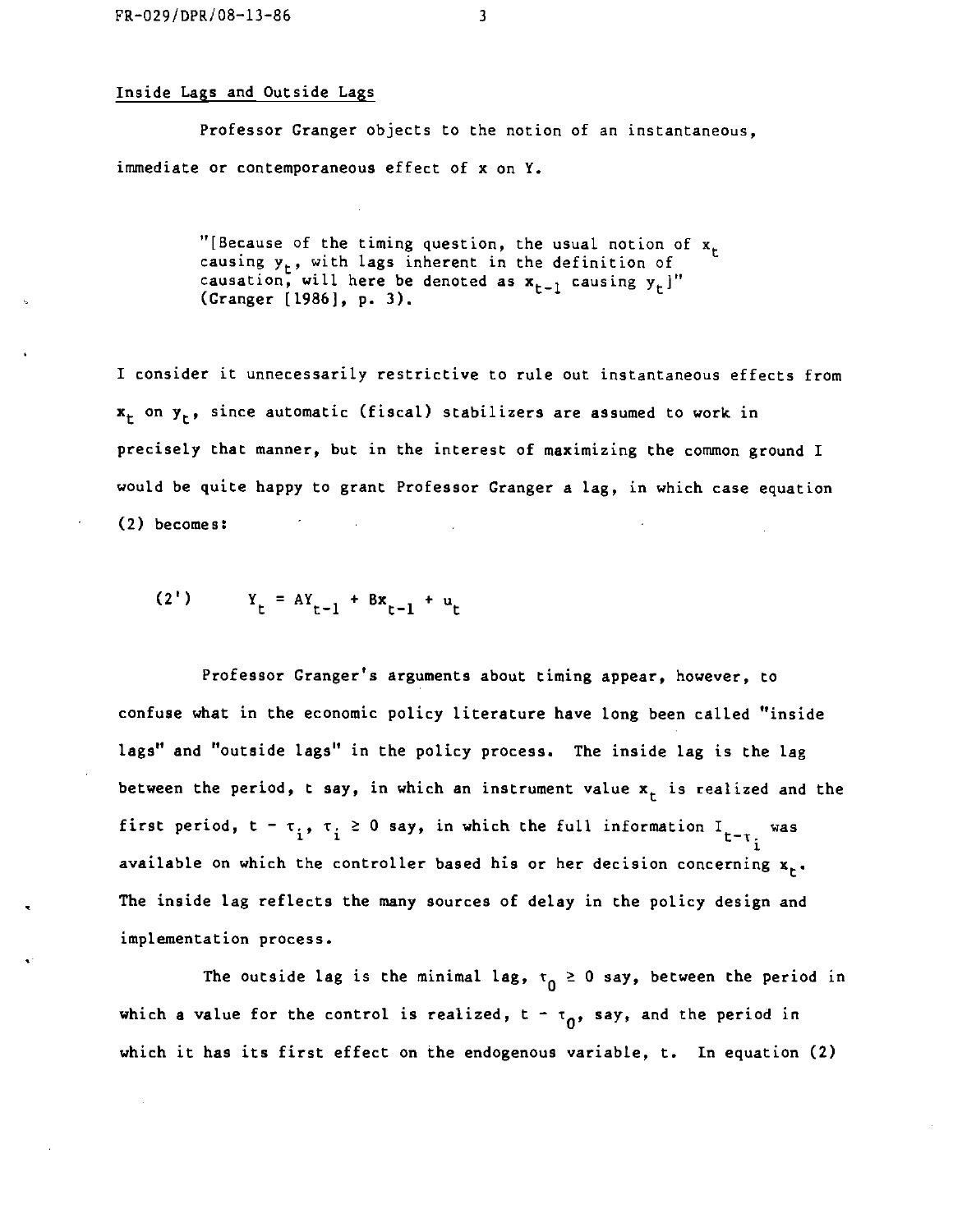### Inside Lags and Outside Lags

Professor Granger objects to the notion of an instantaneous, immediate or contemporaneous effect of x on Y.

> "[Because of the timing question, the usual notion of $x_t$ causing $y_t$, with lags inherent in the definition of causation, will here be denoted as $x_{t-1}$ causing $y_t$]" (Granger [1986], p. 3).

I consider it unnecessarily restrictive to rule out instantaneous effects from $x_t$ on $y_t$, since automatic (fiscal) stabilizers are assumed to work in precisely that manner, but in the interest of maximizing the common ground I would be quite happy to grant Professor Granger a lag, in which case equation (2) becomes:

$$(2') \qquad Y_t = AY_{t-1} + Bx_{t-1} + u_t$$

Professor Granger's arguments about timing appear, however, to confuse what in the economic policy literature have long been called "inside lags" and "outside lags" in the policy process. The inside lag is the lag between the period, t say, in which an instrument value $x_t$ is realized and the first period, $t - \tau_i$, $\tau_i \geq 0$ say, in which the full information $I_{t-\tau_i}$ was available on which the controller based his or her decision concerning $x_t$. The inside lag reflects the many sources of delay in the policy design and implementation process.

The outside lag is the minimal lag, $\tau_0 \geq 0$ say, between the period in which a value for the control is realized, $t - \tau_0$, say, and the period in which it has its first effect on the endogenous variable, t. In equation (2)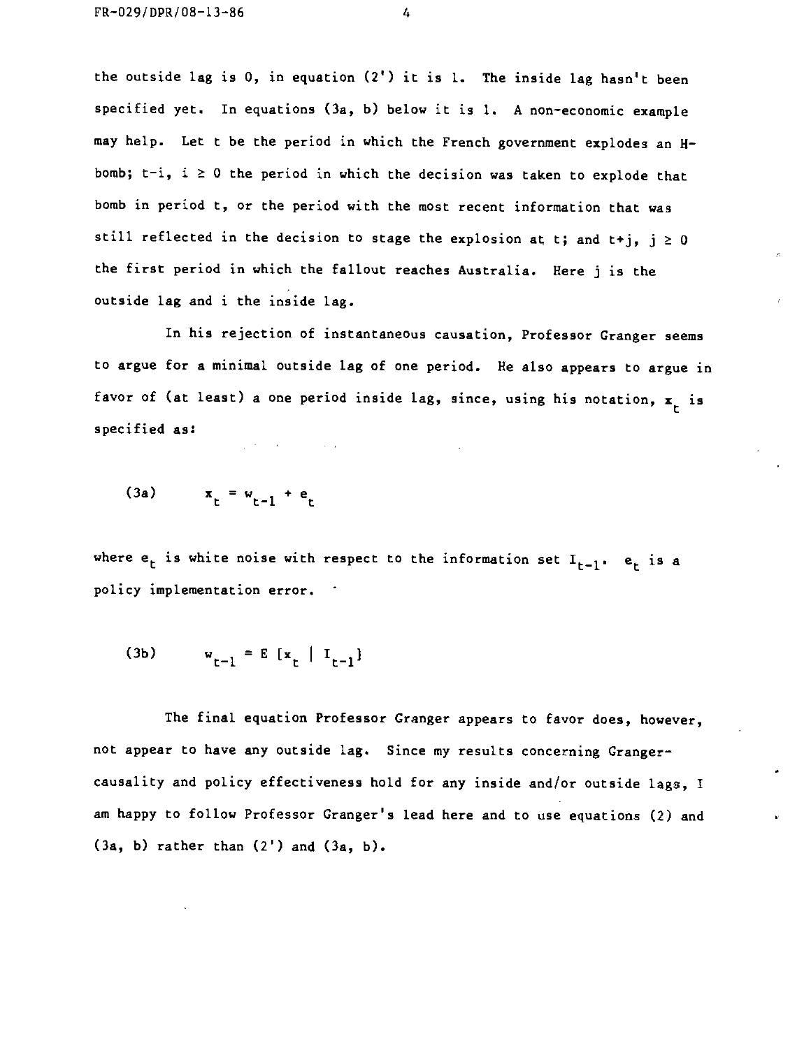the outside lag is 0, in equation (2') it is 1. The inside lag hasn't been specified yet. In equations (3a, b) below it is 1. A non-economic example may help. Let t be the period in which the French government explodes an H-bomb; $t-i$, $i \geq 0$ the period in which the decision was taken to explode that bomb in period t, or the period with the most recent information that was still reflected in the decision to stage the explosion at t; and $t+j$, $j \geq 0$ the first period in which the fallout reaches Australia. Here j is the outside lag and i the inside lag.

In his rejection of instantaneous causation, Professor Granger seems to argue for a minimal outside lag of one period. He also appears to argue in favor of (at least) a one period inside lag, since, using his notation, $x_t$ is specified as:

$$x_t = w_{t-1} + e_t \tag{3a}$$

where $e_t$ is white noise with respect to the information set $I_{t-1}$. $e_t$ is a policy implementation error.

$$w_{t-1} = E\,[x_t \mid I_{t-1}] \tag{3b}$$

The final equation Professor Granger appears to favor does, however, not appear to have any outside lag. Since my results concerning Granger-causality and policy effectiveness hold for any inside and/or outside lags, I am happy to follow Professor Granger's lead here and to use equations (2) and (3a, b) rather than (2') and (3a, b).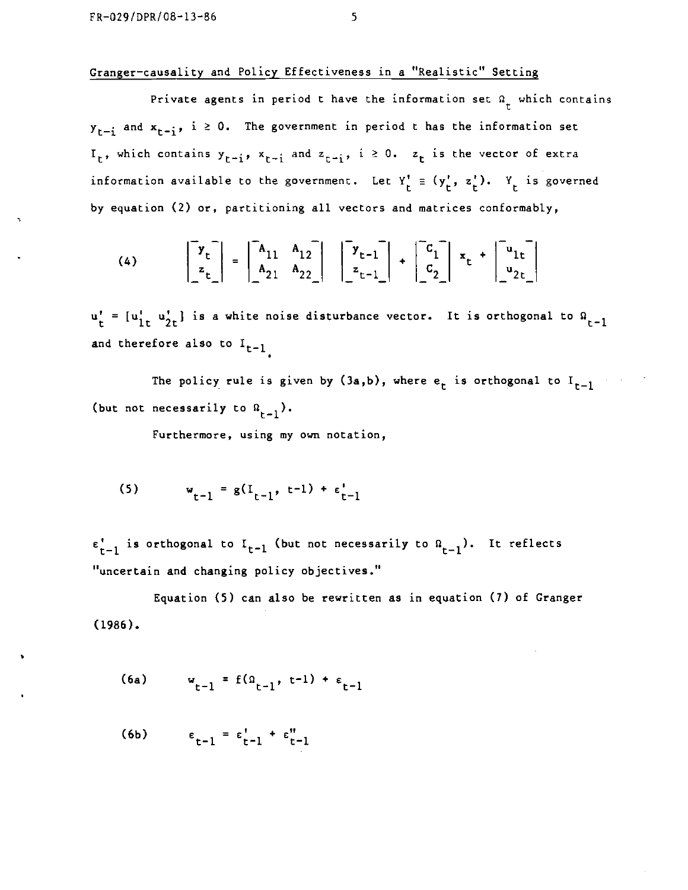Granger-causality and Policy Effectiveness in a "Realistic" Setting

Private agents in period t have the information set $\Omega_t$ which contains $y_{t-i}$ and $x_{t-i}$, $i \geq 0$. The government in period t has the information set $I_t$, which contains $y_{t-i}$, $x_{t-i}$ and $z_{t-i}$, $i \geq 0$. $z_t$ is the vector of extra information available to the government. Let $Y_t' \equiv (y_t', z_t')$. $Y_t$ is governed by equation (2) or, partitioning all vectors and matrices conformably,

$$(4) \qquad \begin{bmatrix} y_t \\ z_t \end{bmatrix} = \begin{bmatrix} A_{11} & A_{12} \\ A_{21} & A_{22} \end{bmatrix} \begin{bmatrix} y_{t-1} \\ z_{t-1} \end{bmatrix} + \begin{bmatrix} C_1 \\ C_2 \end{bmatrix} x_t + \begin{bmatrix} u_{1t} \\ u_{2t} \end{bmatrix}$$

$u_t' = [u_{1t}' \; u_{2t}']$ is a white noise disturbance vector. It is orthogonal to $\Omega_{t-1}$ and therefore also to $I_{t-1}$.

The policy rule is given by (3a,b), where $e_t$ is orthogonal to $I_{t-1}$ (but not necessarily to $\Omega_{t-1}$).

Furthermore, using my own notation,

$$(5) \qquad w_{t-1} = g(I_{t-1}, t-1) + \varepsilon_{t-1}'$$

$\varepsilon_{t-1}'$ is orthogonal to $I_{t-1}$ (but not necessarily to $\Omega_{t-1}$). It reflects "uncertain and changing policy objectives."

Equation (5) can also be rewritten as in equation (7) of Granger (1986).

$$(6a) \qquad w_{t-1} = f(\Omega_{t-1}, t-1) + \varepsilon_{t-1}$$

$$(6b) \qquad \varepsilon_{t-1} = \varepsilon_{t-1}' + \varepsilon_{t-1}''$$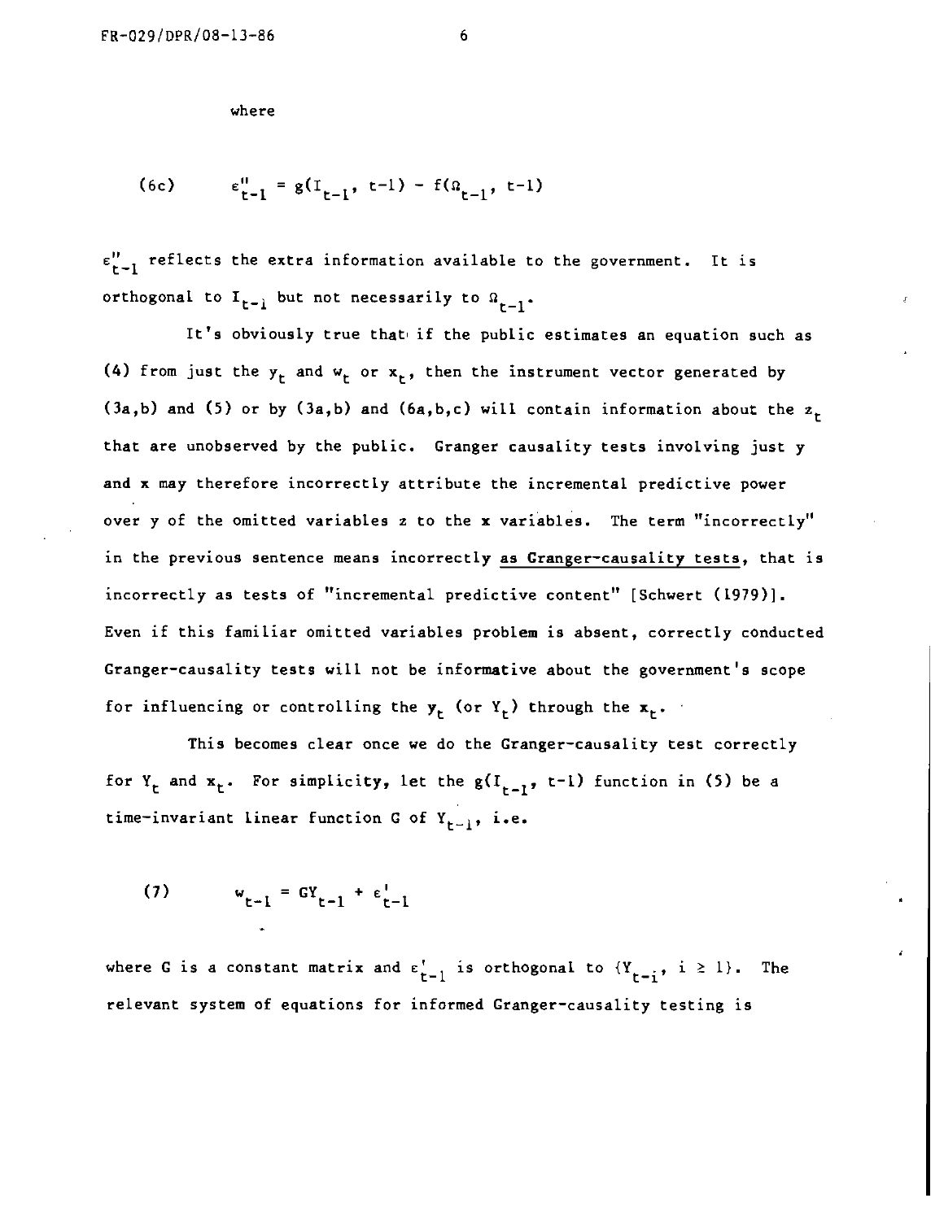where

$$\text{(6c)} \qquad \varepsilon''_{t-1} = g(I_{t-1}, t-1) - f(\Omega_{t-1}, t-1)$$

$\varepsilon''_{t-1}$ reflects the extra information available to the government. It is orthogonal to $I_{t-1}$ but not necessarily to $\Omega_{t-1}$.

It's obviously true that if the public estimates an equation such as (4) from just the $y_t$ and $w_t$ or $x_t$, then the instrument vector generated by (3a,b) and (5) or by (3a,b) and (6a,b,c) will contain information about the $z_t$ that are unobserved by the public. Granger causality tests involving just y and x may therefore incorrectly attribute the incremental predictive power over y of the omitted variables z to the x variables. The term "incorrectly" in the previous sentence means incorrectly <u>as Granger-causality tests</u>, that is incorrectly as tests of "incremental predictive content" [Schwert (1979)]. Even if this familiar omitted variables problem is absent, correctly conducted Granger-causality tests will not be informative about the government's scope for influencing or controlling the $y_t$ (or $Y_t$) through the $x_t$.

This becomes clear once we do the Granger-causality test correctly for $Y_t$ and $x_t$. For simplicity, let the $g(I_{t-1}, t-1)$ function in (5) be a time-invariant linear function G of $Y_{t-1}$, i.e.

$$\text{(7)} \qquad w_{t-1} = GY_{t-1} + \varepsilon'_{t-1}$$

where G is a constant matrix and $\varepsilon'_{t-1}$ is orthogonal to $\{Y_{t-i}, i \geq 1\}$. The relevant system of equations for informed Granger-causality testing is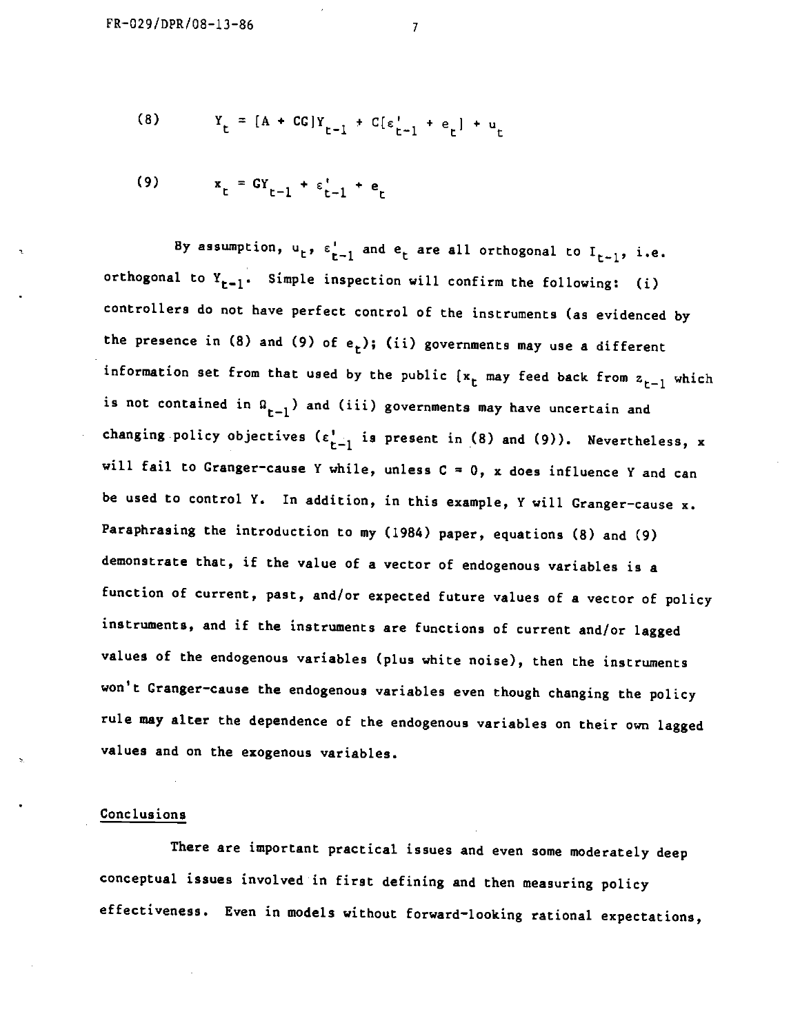$$(8) \qquad Y_t = [A + CG]Y_{t-1} + C[\varepsilon'_{t-1} + e_t] + u_t$$

$$(9) \qquad x_t = GY_{t-1} + \varepsilon'_{t-1} + e_t$$

By assumption, $u_t$, $\varepsilon'_{t-1}$ and $e_t$ are all orthogonal to $I_{t-1}$, i.e. orthogonal to $Y_{t-1}$. Simple inspection will confirm the following: (i) controllers do not have perfect control of the instruments (as evidenced by the presence in (8) and (9) of $e_t$); (ii) governments may use a different information set from that used by the public [$x_t$ may feed back from $z_{t-1}$ which is not contained in $\Omega_{t-1}$) and (iii) governments may have uncertain and changing policy objectives ($\varepsilon'_{t-1}$ is present in (8) and (9)). Nevertheless, x will fail to Granger-cause Y while, unless $C = 0$, x does influence Y and can be used to control Y. In addition, in this example, Y will Granger-cause x. Paraphrasing the introduction to my (1984) paper, equations (8) and (9) demonstrate that, if the value of a vector of endogenous variables is a function of current, past, and/or expected future values of a vector of policy instruments, and if the instruments are functions of current and/or lagged values of the endogenous variables (plus white noise), then the instruments won't Granger-cause the endogenous variables even though changing the policy rule may alter the dependence of the endogenous variables on their own lagged values and on the exogenous variables.

## Conclusions

There are important practical issues and even some moderately deep conceptual issues involved in first defining and then measuring policy effectiveness. Even in models without forward-looking rational expectations,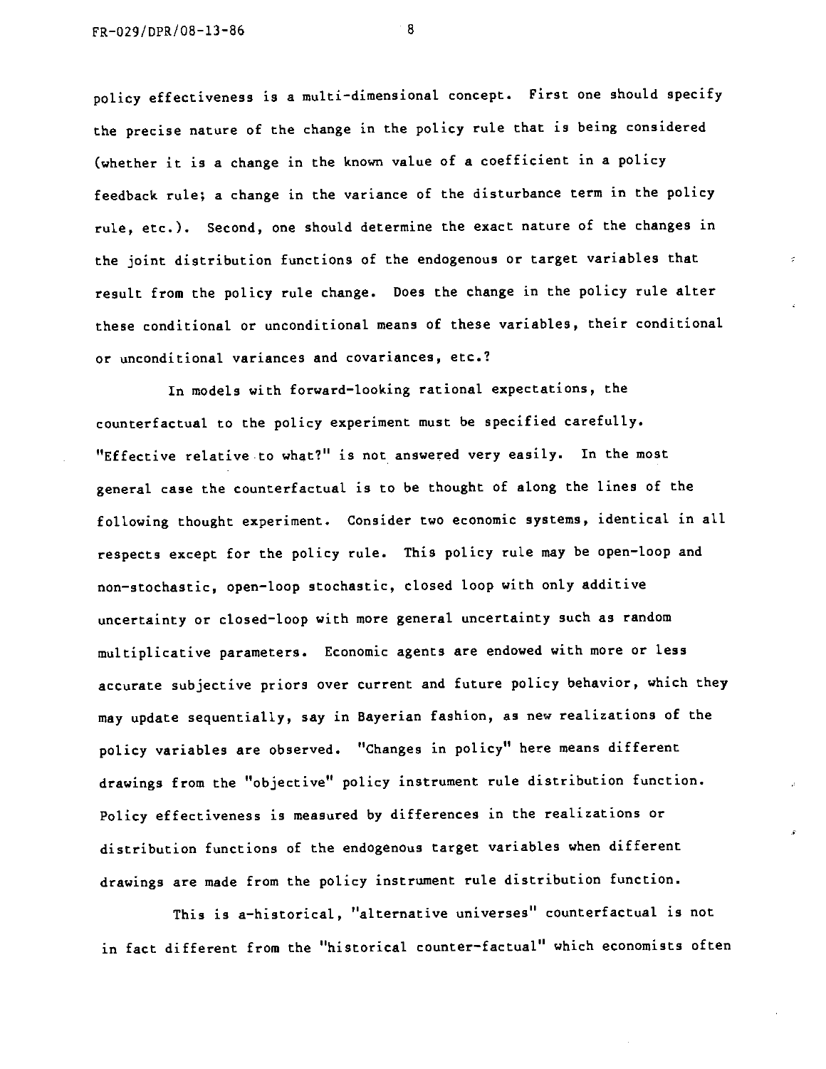policy effectiveness is a multi-dimensional concept. First one should specify the precise nature of the change in the policy rule that is being considered (whether it is a change in the known value of a coefficient in a policy feedback rule; a change in the variance of the disturbance term in the policy rule, etc.). Second, one should determine the exact nature of the changes in the joint distribution functions of the endogenous or target variables that result from the policy rule change. Does the change in the policy rule alter these conditional or unconditional means of these variables, their conditional or unconditional variances and covariances, etc.?

In models with forward-looking rational expectations, the counterfactual to the policy experiment must be specified carefully. "Effective relative to what?" is not answered very easily. In the most general case the counterfactual is to be thought of along the lines of the following thought experiment. Consider two economic systems, identical in all respects except for the policy rule. This policy rule may be open-loop and non-stochastic, open-loop stochastic, closed loop with only additive uncertainty or closed-loop with more general uncertainty such as random multiplicative parameters. Economic agents are endowed with more or less accurate subjective priors over current and future policy behavior, which they may update sequentially, say in Bayerian fashion, as new realizations of the policy variables are observed. "Changes in policy" here means different drawings from the "objective" policy instrument rule distribution function. Policy effectiveness is measured by differences in the realizations or distribution functions of the endogenous target variables when different drawings are made from the policy instrument rule distribution function.

This is a-historical, "alternative universes" counterfactual is not in fact different from the "historical counter-factual" which economists often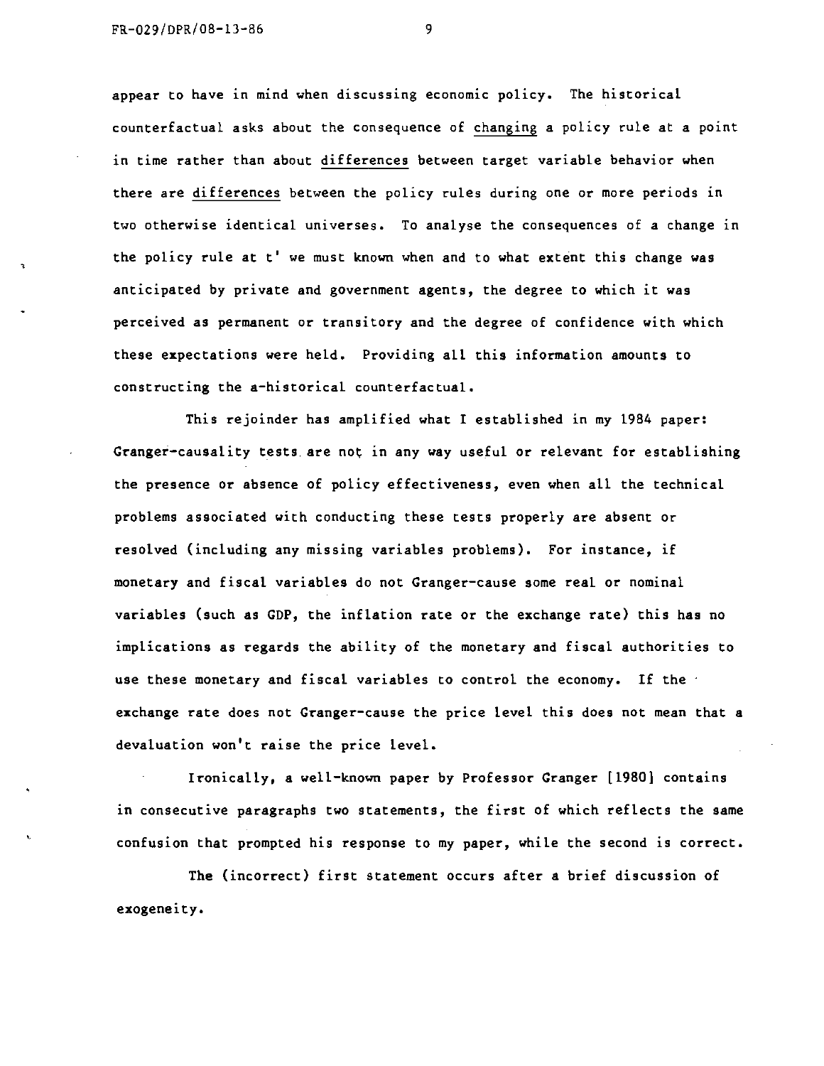appear to have in mind when discussing economic policy. The historical counterfactual asks about the consequence of <u>changing</u> a policy rule at a point in time rather than about <u>differences</u> between target variable behavior when there are <u>differences</u> between the policy rules during one or more periods in two otherwise identical universes. To analyse the consequences of a change in the policy rule at t' we must known when and to what extent this change was anticipated by private and government agents, the degree to which it was perceived as permanent or transitory and the degree of confidence with which these expectations were held. Providing all this information amounts to constructing the a-historical counterfactual.

This rejoinder has amplified what I established in my 1984 paper: Granger-causality tests are not in any way useful or relevant for establishing the presence or absence of policy effectiveness, even when all the technical problems associated with conducting these tests properly are absent or resolved (including any missing variables problems). For instance, if monetary and fiscal variables do not Granger-cause some real or nominal variables (such as GDP, the inflation rate or the exchange rate) this has no implications as regards the ability of the monetary and fiscal authorities to use these monetary and fiscal variables to control the economy. If the exchange rate does not Granger-cause the price level this does not mean that a devaluation won't raise the price level.

Ironically, a well-known paper by Professor Granger [1980] contains in consecutive paragraphs two statements, the first of which reflects the same confusion that prompted his response to my paper, while the second is correct.

The (incorrect) first statement occurs after a brief discussion of exogeneity.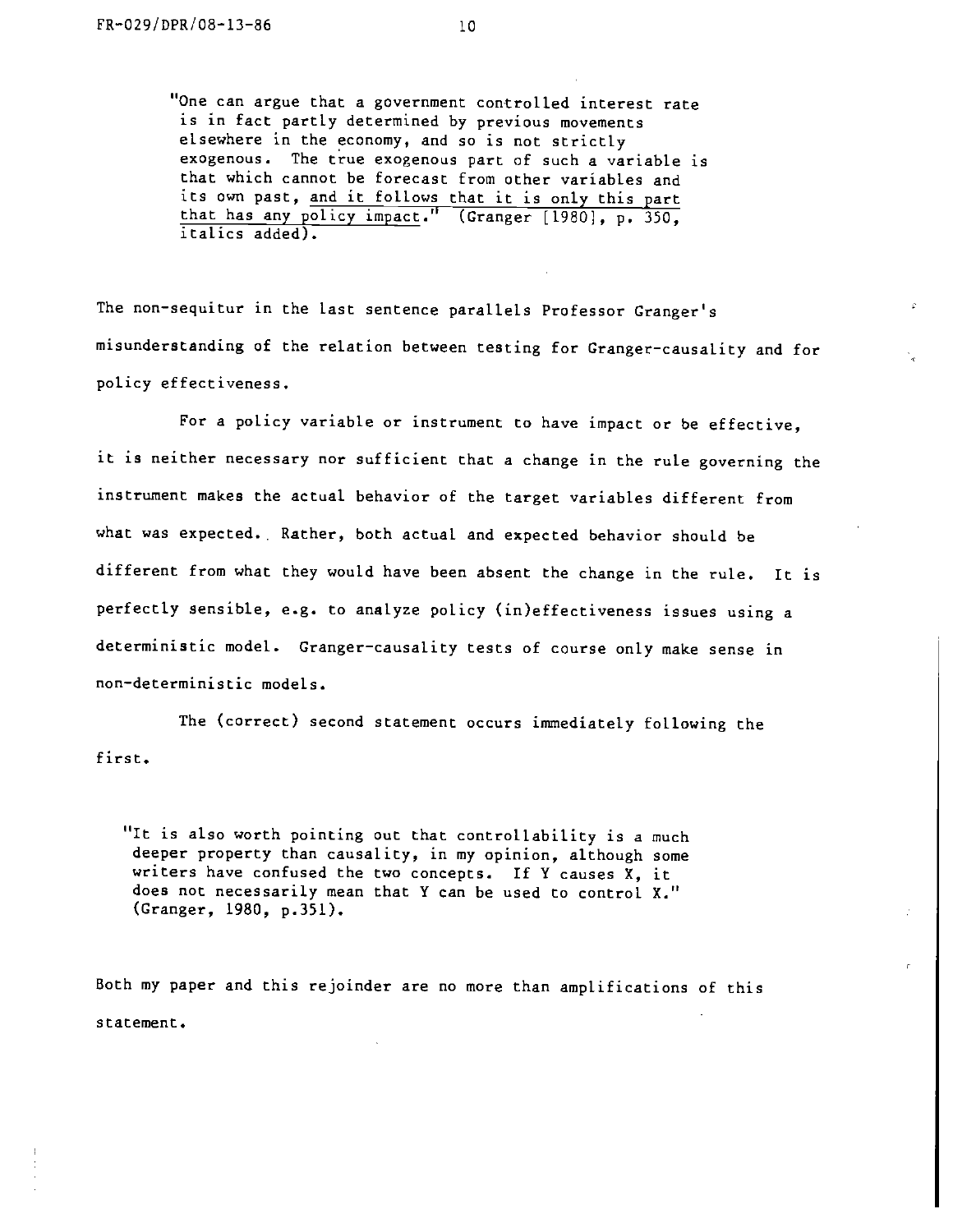"One can argue that a government controlled interest rate is in fact partly determined by previous movements elsewhere in the economy, and so is not strictly exogenous. The true exogenous part of such a variable is that which cannot be forecast from other variables and its own past, *and it follows that it is only this part that has any policy impact*." (Granger [1980], p. 350, italics added).

The non-sequitur in the last sentence parallels Professor Granger's misunderstanding of the relation between testing for Granger-causality and for policy effectiveness.

For a policy variable or instrument to have impact or be effective, it is neither necessary nor sufficient that a change in the rule governing the instrument makes the actual behavior of the target variables different from what was expected. Rather, both actual and expected behavior should be different from what they would have been absent the change in the rule. It is perfectly sensible, e.g. to analyze policy (in)effectiveness issues using a deterministic model. Granger-causality tests of course only make sense in non-deterministic models.

The (correct) second statement occurs immediately following the first.

"It is also worth pointing out that controllability is a much deeper property than causality, in my opinion, although some writers have confused the two concepts. If Y causes X, it does not necessarily mean that Y can be used to control X." (Granger, 1980, p.351).

Both my paper and this rejoinder are no more than amplifications of this statement.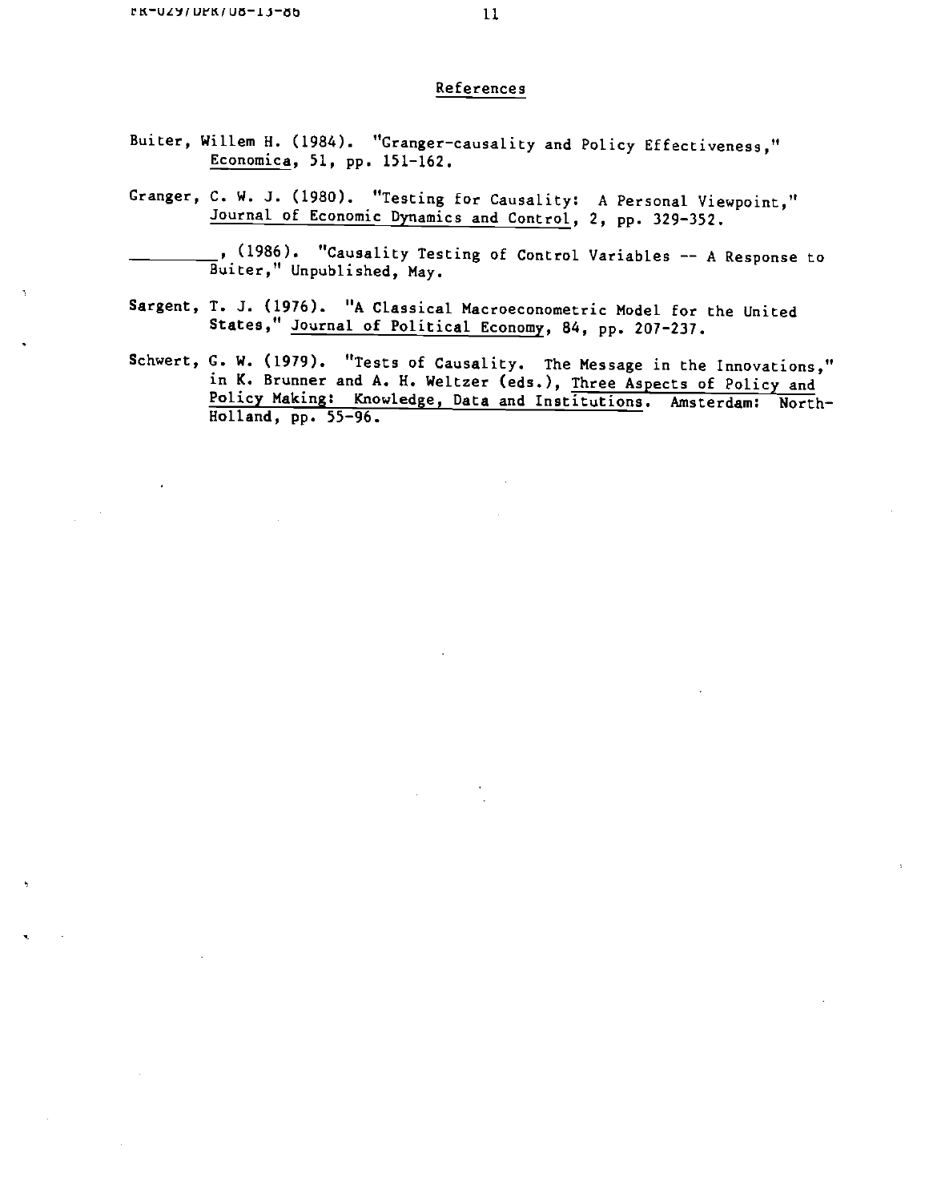## References

Buiter, Willem H. (1984). "Granger-causality and Policy Effectiveness," Economica, 51, pp. 151-162.

Granger, C. W. J. (1980). "Testing for Causality: A Personal Viewpoint," Journal of Economic Dynamics and Control, 2, pp. 329-352.

\_\_\_\_\_\_\_\_\_, (1986). "Causality Testing of Control Variables -- A Response to Buiter," Unpublished, May.

Sargent, T. J. (1976). "A Classical Macroeconometric Model for the United States," Journal of Political Economy, 84, pp. 207-237.

Schwert, G. W. (1979). "Tests of Causality. The Message in the Innovations," in K. Brunner and A. H. Weltzer (eds.), Three Aspects of Policy and Policy Making: Knowledge, Data and Institutions. Amsterdam: North-Holland, pp. 55-96.